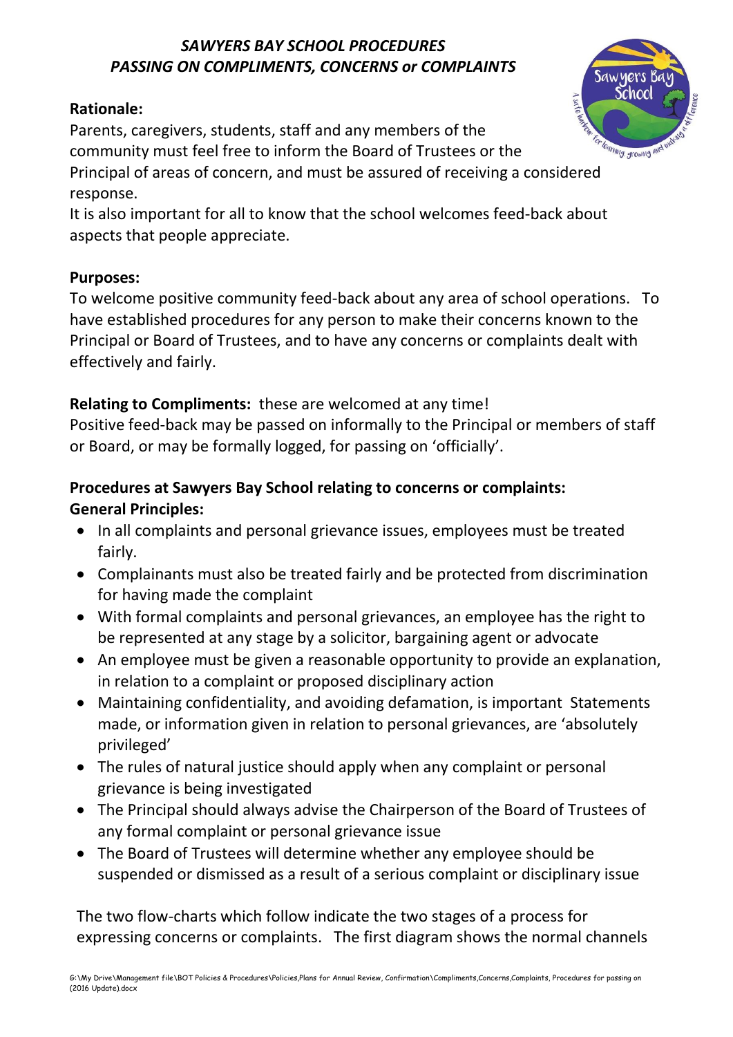# *SAWYERS BAY SCHOOL PROCEDURES*
# *PASSING ON COMPLIMENTS, CONCERNS or COMPLAINTS*

**Rationale:**

Parents, caregivers, students, staff and any members of the community must feel free to inform the Board of Trustees or the Principal of areas of concern, and must be assured of receiving a considered response.

It is also important for all to know that the school welcomes feed-back about aspects that people appreciate.

**Purposes:**

To welcome positive community feed-back about any area of school operations. To have established procedures for any person to make their concerns known to the Principal or Board of Trustees, and to have any concerns or complaints dealt with effectively and fairly.

**Relating to Compliments:** these are welcomed at any time!

Positive feed-back may be passed on informally to the Principal or members of staff or Board, or may be formally logged, for passing on 'officially'.

**Procedures at Sawyers Bay School relating to concerns or complaints:**

**General Principles:**

- In all complaints and personal grievance issues, employees must be treated fairly.
- Complainants must also be treated fairly and be protected from discrimination for having made the complaint
- With formal complaints and personal grievances, an employee has the right to be represented at any stage by a solicitor, bargaining agent or advocate
- An employee must be given a reasonable opportunity to provide an explanation, in relation to a complaint or proposed disciplinary action
- Maintaining confidentiality, and avoiding defamation, is important Statements made, or information given in relation to personal grievances, are 'absolutely privileged'
- The rules of natural justice should apply when any complaint or personal grievance is being investigated
- The Principal should always advise the Chairperson of the Board of Trustees of any formal complaint or personal grievance issue
- The Board of Trustees will determine whether any employee should be suspended or dismissed as a result of a serious complaint or disciplinary issue

The two flow-charts which follow indicate the two stages of a process for expressing concerns or complaints. The first diagram shows the normal channels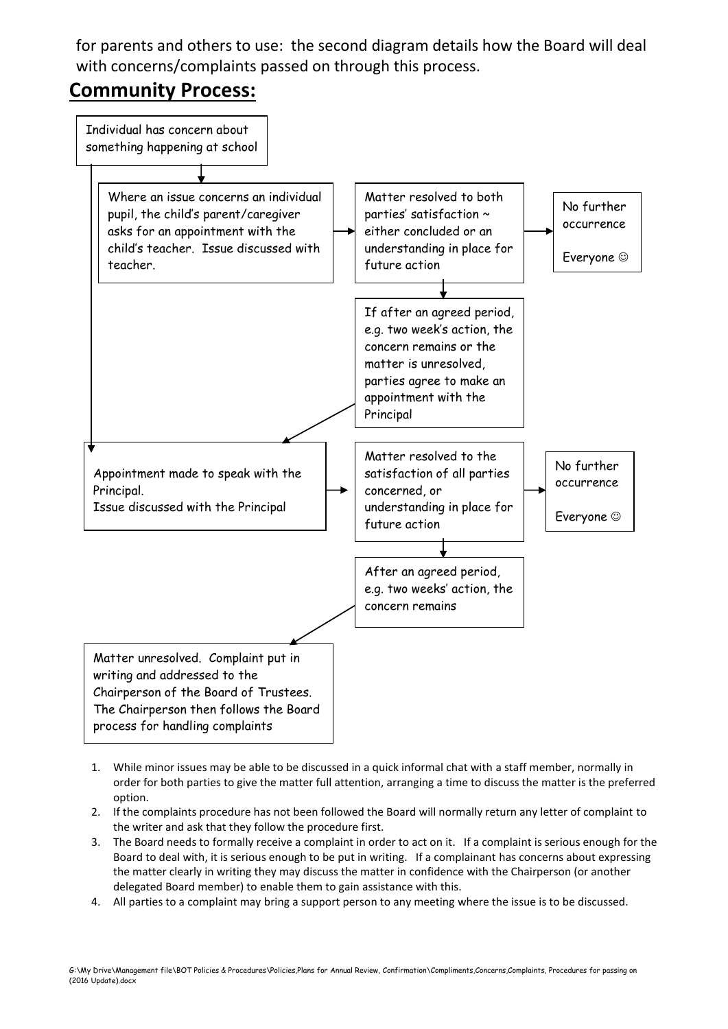for parents and others to use: the second diagram details how the Board will deal with concerns/complaints passed on through this process.

## Community Process:

Individual has concern about something happening at school

Where an issue concerns an individual pupil, the child's parent/caregiver asks for an appointment with the child's teacher. Issue discussed with teacher.

→ Matter resolved to both parties' satisfaction ~ either concluded or an understanding in place for future action → No further occurrence. Everyone ☺

↓ If after an agreed period, e.g. two week's action, the concern remains or the matter is unresolved, parties agree to make an appointment with the Principal

Appointment made to speak with the Principal. Issue discussed with the Principal

→ Matter resolved to the satisfaction of all parties concerned, or understanding in place for future action → No further occurrence. Everyone ☺

↓ After an agreed period, e.g. two weeks' action, the concern remains

Matter unresolved. Complaint put in writing and addressed to the Chairperson of the Board of Trustees. The Chairperson then follows the Board process for handling complaints

1. While minor issues may be able to be discussed in a quick informal chat with a staff member, normally in order for both parties to give the matter full attention, arranging a time to discuss the matter is the preferred option.
2. If the complaints procedure has not been followed the Board will normally return any letter of complaint to the writer and ask that they follow the procedure first.
3. The Board needs to formally receive a complaint in order to act on it. If a complaint is serious enough for the Board to deal with, it is serious enough to be put in writing. If a complainant has concerns about expressing the matter clearly in writing they may discuss the matter in confidence with the Chairperson (or another delegated Board member) to enable them to gain assistance with this.
4. All parties to a complaint may bring a support person to any meeting where the issue is to be discussed.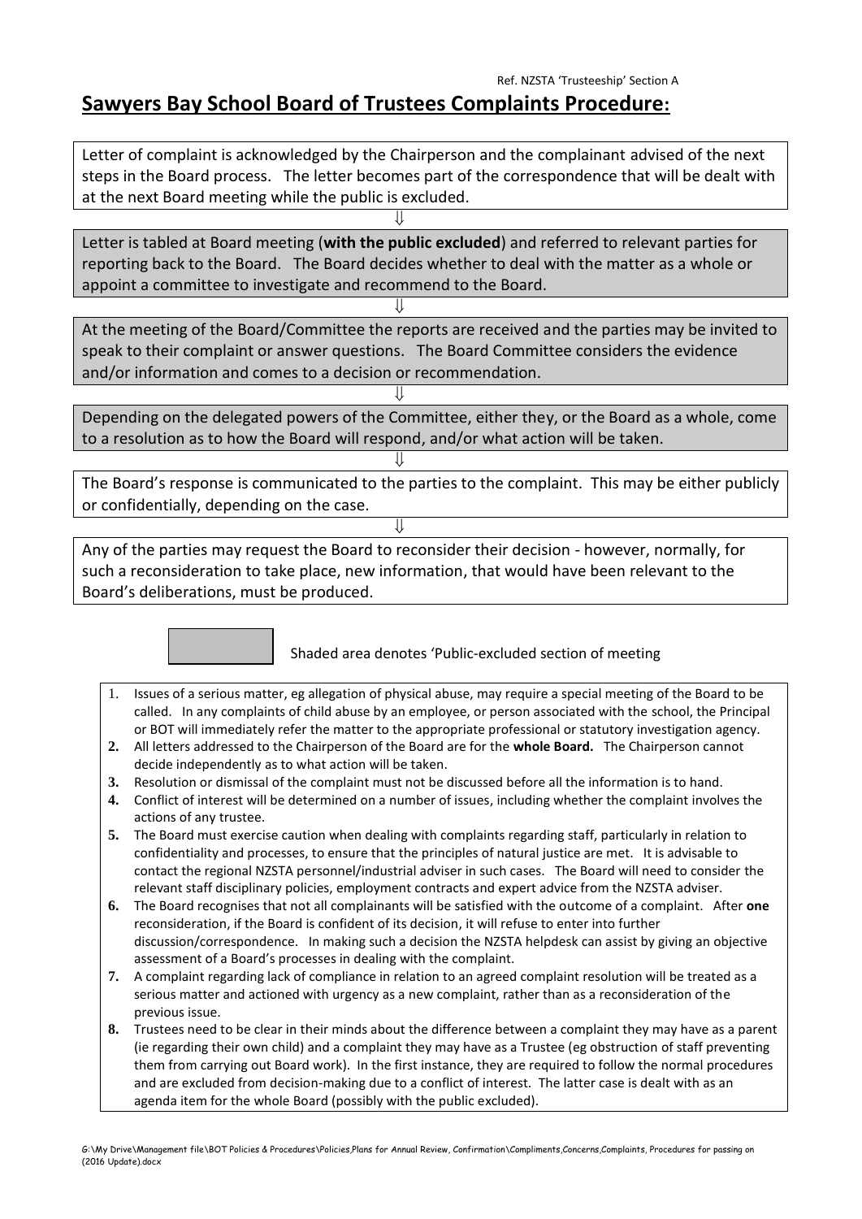Ref. NZSTA 'Trusteeship' Section A

# Sawyers Bay School Board of Trustees Complaints Procedure:

Letter of complaint is acknowledged by the Chairperson and the complainant advised of the next steps in the Board process. The letter becomes part of the correspondence that will be dealt with at the next Board meeting while the public is excluded.

⇓

Letter is tabled at Board meeting (**with the public excluded**) and referred to relevant parties for reporting back to the Board. The Board decides whether to deal with the matter as a whole or appoint a committee to investigate and recommend to the Board.

⇓

At the meeting of the Board/Committee the reports are received and the parties may be invited to speak to their complaint or answer questions. The Board Committee considers the evidence and/or information and comes to a decision or recommendation.

⇓

Depending on the delegated powers of the Committee, either they, or the Board as a whole, come to a resolution as to how the Board will respond, and/or what action will be taken.

⇓

The Board's response is communicated to the parties to the complaint. This may be either publicly or confidentially, depending on the case.

⇓

Any of the parties may request the Board to reconsider their decision - however, normally, for such a reconsideration to take place, new information, that would have been relevant to the Board's deliberations, must be produced.

Shaded area denotes 'Public-excluded section of meeting

1. Issues of a serious matter, eg allegation of physical abuse, may require a special meeting of the Board to be called. In any complaints of child abuse by an employee, or person associated with the school, the Principal or BOT will immediately refer the matter to the appropriate professional or statutory investigation agency.
2. All letters addressed to the Chairperson of the Board are for the **whole Board.** The Chairperson cannot decide independently as to what action will be taken.
3. Resolution or dismissal of the complaint must not be discussed before all the information is to hand.
4. Conflict of interest will be determined on a number of issues, including whether the complaint involves the actions of any trustee.
5. The Board must exercise caution when dealing with complaints regarding staff, particularly in relation to confidentiality and processes, to ensure that the principles of natural justice are met. It is advisable to contact the regional NZSTA personnel/industrial adviser in such cases. The Board will need to consider the relevant staff disciplinary policies, employment contracts and expert advice from the NZSTA adviser.
6. The Board recognises that not all complainants will be satisfied with the outcome of a complaint. After **one** reconsideration, if the Board is confident of its decision, it will refuse to enter into further discussion/correspondence. In making such a decision the NZSTA helpdesk can assist by giving an objective assessment of a Board's processes in dealing with the complaint.
7. A complaint regarding lack of compliance in relation to an agreed complaint resolution will be treated as a serious matter and actioned with urgency as a new complaint, rather than as a reconsideration of the previous issue.
8. Trustees need to be clear in their minds about the difference between a complaint they may have as a parent (ie regarding their own child) and a complaint they may have as a Trustee (eg obstruction of staff preventing them from carrying out Board work). In the first instance, they are required to follow the normal procedures and are excluded from decision-making due to a conflict of interest. The latter case is dealt with as an agenda item for the whole Board (possibly with the public excluded).

G:\My Drive\Management file\BOT Policies & Procedures\Policies,Plans for Annual Review, Confirmation\Compliments,Concerns,Complaints, Procedures for passing on (2016 Update).docx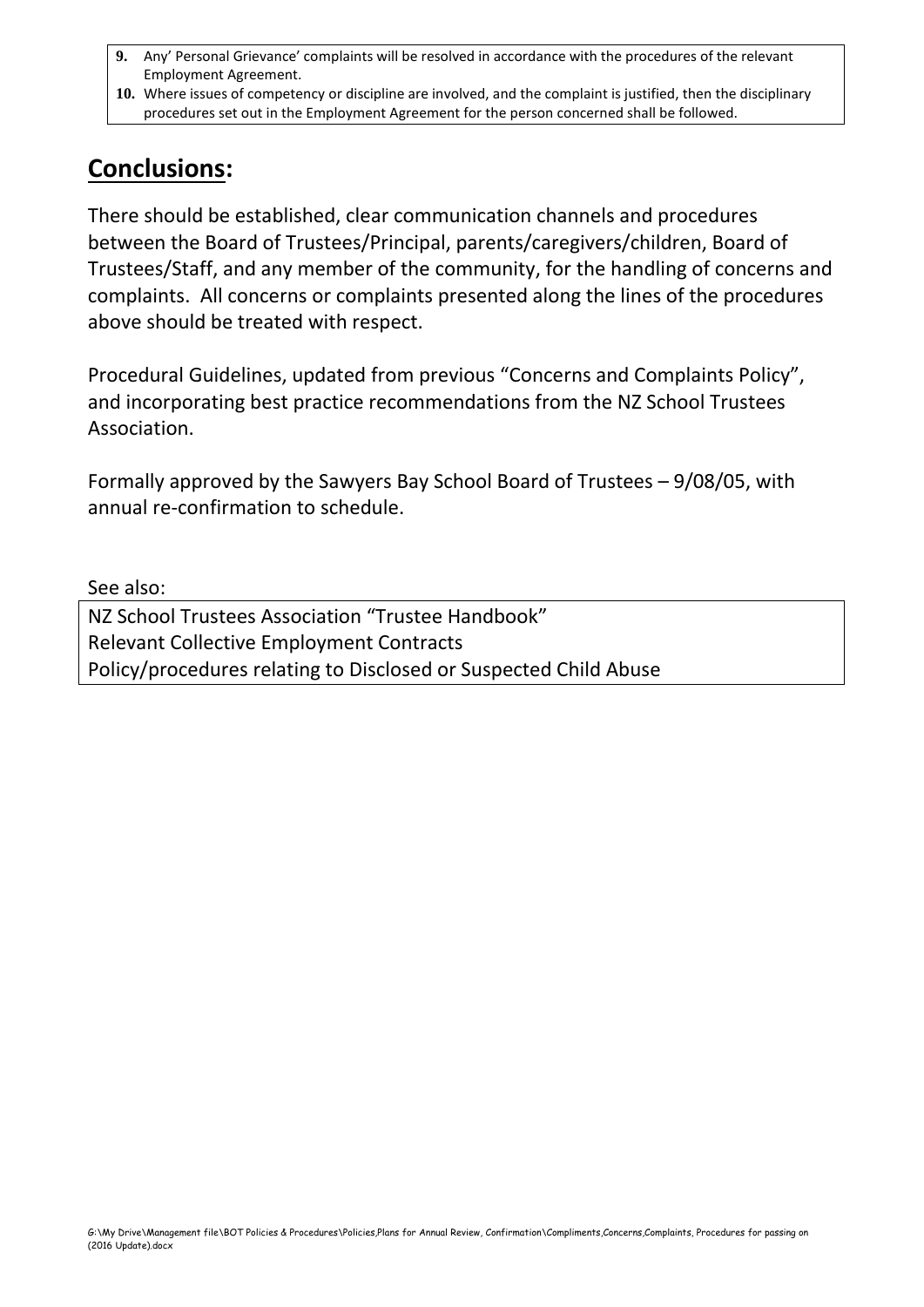9. Any' Personal Grievance' complaints will be resolved in accordance with the procedures of the relevant Employment Agreement.
10. Where issues of competency or discipline are involved, and the complaint is justified, then the disciplinary procedures set out in the Employment Agreement for the person concerned shall be followed.

## **Conclusions:**

There should be established, clear communication channels and procedures between the Board of Trustees/Principal, parents/caregivers/children, Board of Trustees/Staff, and any member of the community, for the handling of concerns and complaints. All concerns or complaints presented along the lines of the procedures above should be treated with respect.

Procedural Guidelines, updated from previous "Concerns and Complaints Policy", and incorporating best practice recommendations from the NZ School Trustees Association.

Formally approved by the Sawyers Bay School Board of Trustees – 9/08/05, with annual re-confirmation to schedule.

See also:

NZ School Trustees Association "Trustee Handbook"
Relevant Collective Employment Contracts
Policy/procedures relating to Disclosed or Suspected Child Abuse

G:\My Drive\Management file\BOT Policies & Procedures\Policies,Plans for Annual Review, Confirmation\Compliments,Concerns,Complaints, Procedures for passing on (2016 Update).docx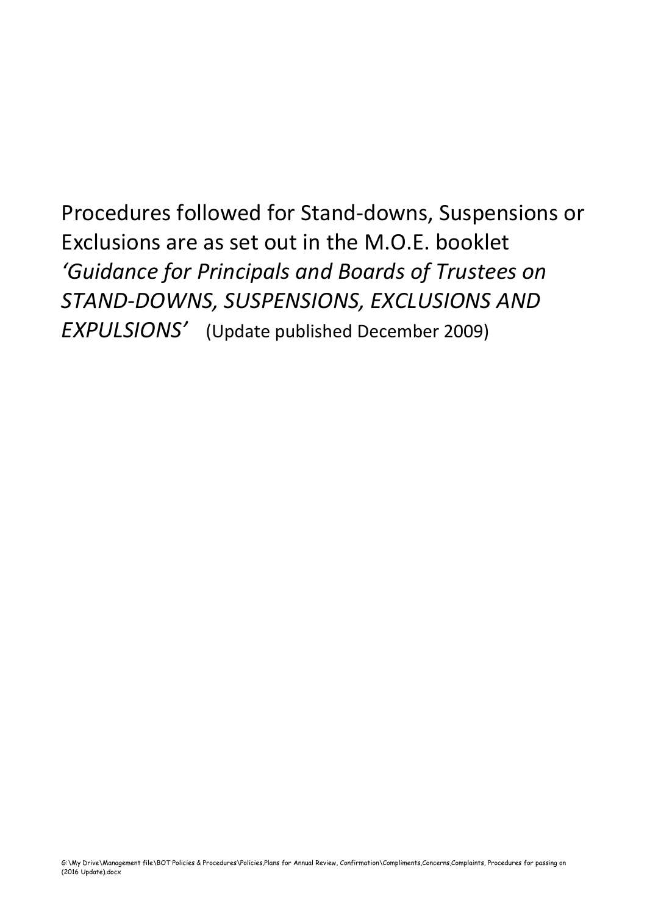Procedures followed for Stand-downs, Suspensions or Exclusions are as set out in the M.O.E. booklet *'Guidance for Principals and Boards of Trustees on STAND-DOWNS, SUSPENSIONS, EXCLUSIONS AND EXPULSIONS'* (Update published December 2009)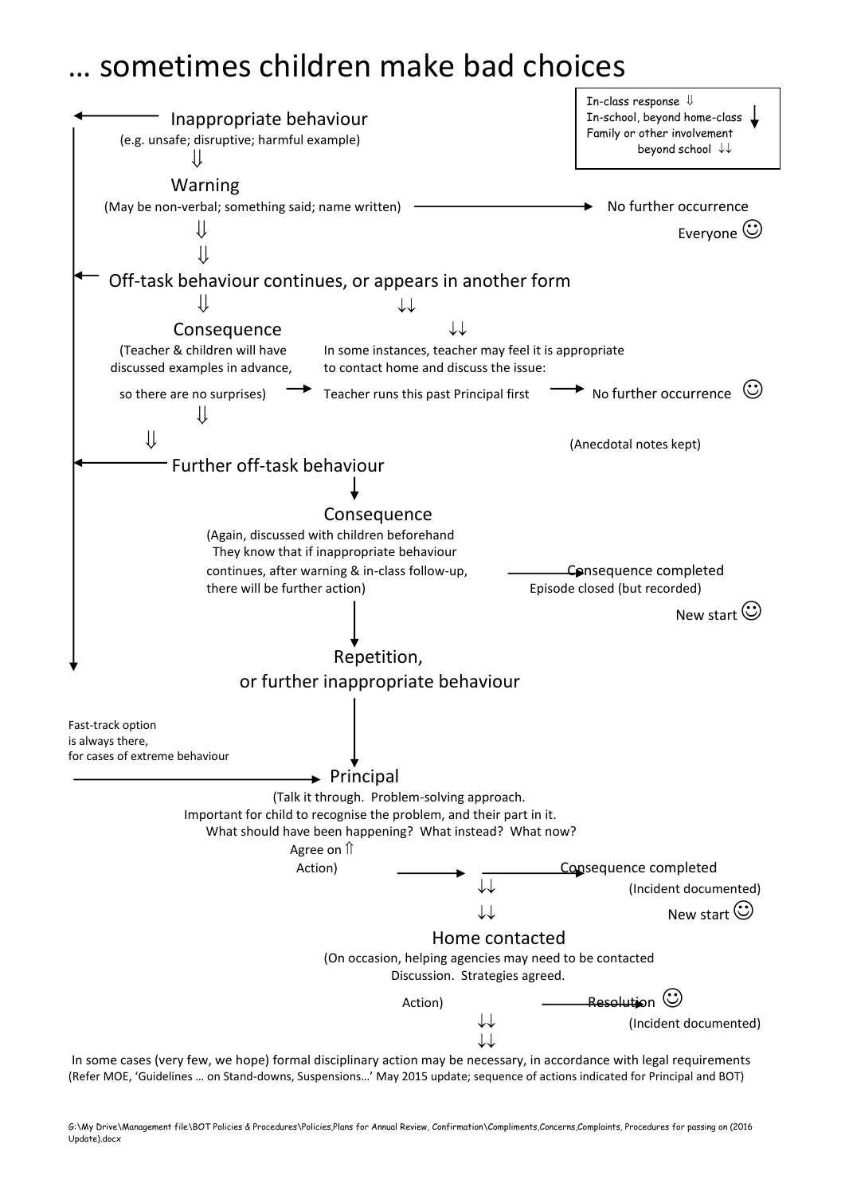# … sometimes children make bad choices

In-class response ⇓
In-school, beyond home-class ↓
Family or other involvement beyond school ↓↓

Inappropriate behaviour
(e.g. unsafe; disruptive; harmful example)

⇓

Warning
(May be non-verbal; something said; name written) → No further occurrence
Everyone ☺

⇓
⇓

Off-task behaviour continues, or appears in another form

⇓ ↓↓

Consequence
(Teacher & children will have discussed examples in advance, so there are no surprises) →

↓↓
In some instances, teacher may feel it is appropriate to contact home and discuss the issue:
Teacher runs this past Principal first → No further occurrence ☺
(Anecdotal notes kept)

⇓
⇓

Further off-task behaviour

↓

Consequence
(Again, discussed with children beforehand
They know that if inappropriate behaviour continues, after warning & in-class follow-up, there will be further action) → Consequence completed
Episode closed (but recorded)
New start ☺

↓

Repetition,
or further inappropriate behaviour

Fast-track option
is always there,
for cases of extreme behaviour →

↓

Principal
(Talk it through. Problem-solving approach.
Important for child to recognise the problem, and their part in it.
What should have been happening? What instead? What now?
Agree on ⇑
Action) → → Consequence completed
(Incident documented)
New start ☺

↓↓
↓↓

Home contacted
(On occasion, helping agencies may need to be contacted
Discussion. Strategies agreed.
Action) → Resolution ☺
(Incident documented)

↓↓
↓↓

In some cases (very few, we hope) formal disciplinary action may be necessary, in accordance with legal requirements
(Refer MOE, 'Guidelines … on Stand-downs, Suspensions…' May 2015 update; sequence of actions indicated for Principal and BOT)

G:\My Drive\Management file\BOT Policies & Procedures\Policies,Plans for Annual Review, Confirmation\Compliments,Concerns,Complaints, Procedures for passing on (2016 Update).docx